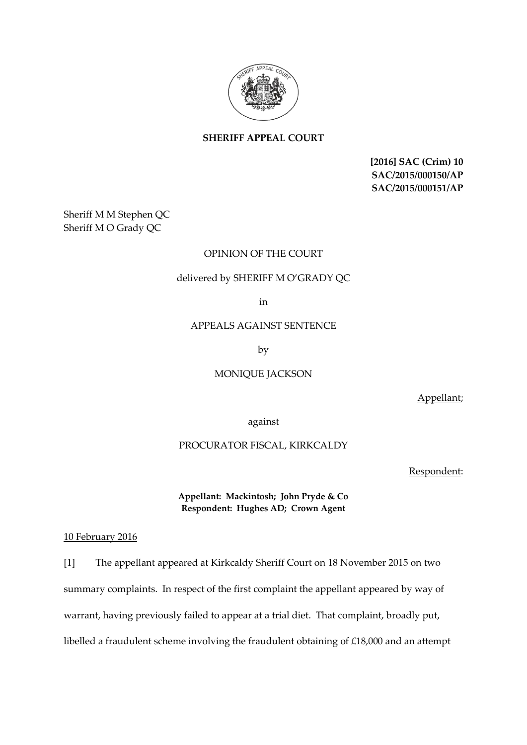**SHERIFF APPEAL COURT**

**[2016] SAC (Crim) 10**
**SAC/2015/000150/AP**
**SAC/2015/000151/AP**

Sheriff M M Stephen QC
Sheriff M O Grady QC

OPINION OF THE COURT

delivered by SHERIFF M O'GRADY QC

in

APPEALS AGAINST SENTENCE

by

MONIQUE JACKSON

Appellant;

against

PROCURATOR FISCAL, KIRKCALDY

Respondent:

**Appellant: Mackintosh; John Pryde & Co**
**Respondent: Hughes AD; Crown Agent**

10 February 2016

[1] The appellant appeared at Kirkcaldy Sheriff Court on 18 November 2015 on two summary complaints. In respect of the first complaint the appellant appeared by way of warrant, having previously failed to appear at a trial diet. That complaint, broadly put, libelled a fraudulent scheme involving the fraudulent obtaining of £18,000 and an attempt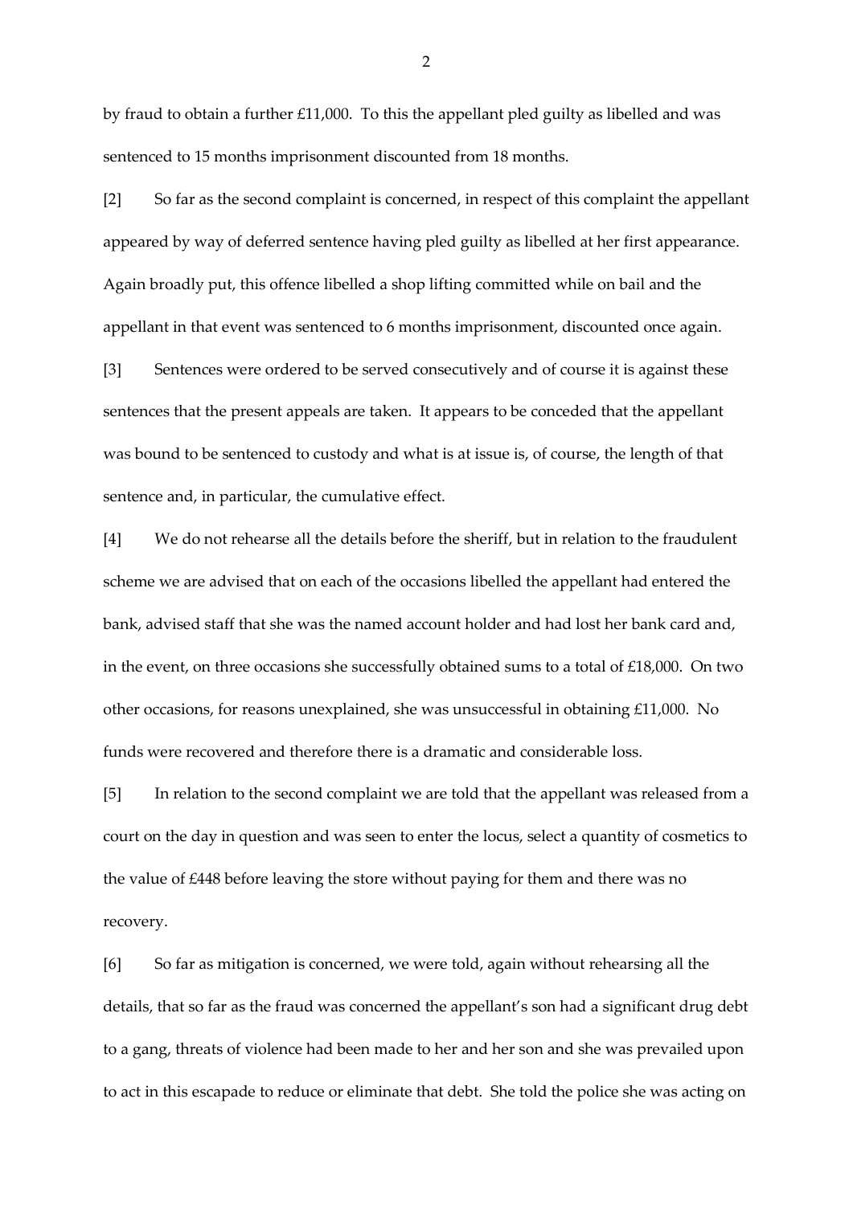by fraud to obtain a further £11,000. To this the appellant pled guilty as libelled and was sentenced to 15 months imprisonment discounted from 18 months.

[2] So far as the second complaint is concerned, in respect of this complaint the appellant appeared by way of deferred sentence having pled guilty as libelled at her first appearance. Again broadly put, this offence libelled a shop lifting committed while on bail and the appellant in that event was sentenced to 6 months imprisonment, discounted once again.

[3] Sentences were ordered to be served consecutively and of course it is against these sentences that the present appeals are taken. It appears to be conceded that the appellant was bound to be sentenced to custody and what is at issue is, of course, the length of that sentence and, in particular, the cumulative effect.

[4] We do not rehearse all the details before the sheriff, but in relation to the fraudulent scheme we are advised that on each of the occasions libelled the appellant had entered the bank, advised staff that she was the named account holder and had lost her bank card and, in the event, on three occasions she successfully obtained sums to a total of £18,000. On two other occasions, for reasons unexplained, she was unsuccessful in obtaining £11,000. No funds were recovered and therefore there is a dramatic and considerable loss.

[5] In relation to the second complaint we are told that the appellant was released from a court on the day in question and was seen to enter the locus, select a quantity of cosmetics to the value of £448 before leaving the store without paying for them and there was no recovery.

[6] So far as mitigation is concerned, we were told, again without rehearsing all the details, that so far as the fraud was concerned the appellant's son had a significant drug debt to a gang, threats of violence had been made to her and her son and she was prevailed upon to act in this escapade to reduce or eliminate that debt. She told the police she was acting on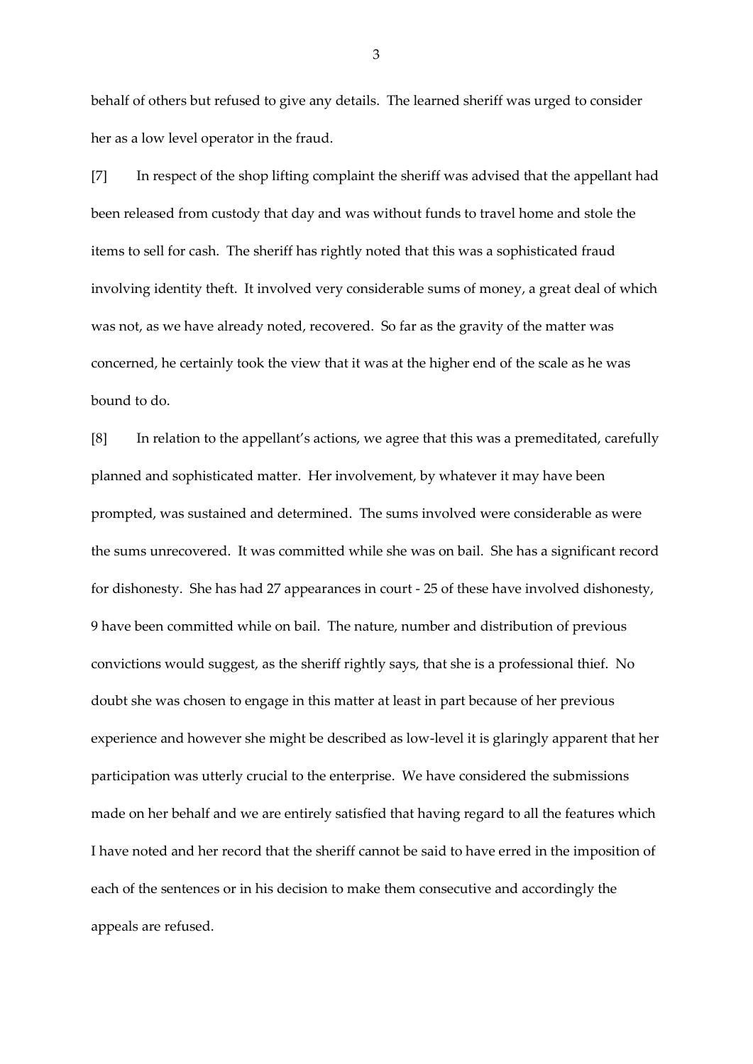behalf of others but refused to give any details. The learned sheriff was urged to consider her as a low level operator in the fraud.

[7] In respect of the shop lifting complaint the sheriff was advised that the appellant had been released from custody that day and was without funds to travel home and stole the items to sell for cash. The sheriff has rightly noted that this was a sophisticated fraud involving identity theft. It involved very considerable sums of money, a great deal of which was not, as we have already noted, recovered. So far as the gravity of the matter was concerned, he certainly took the view that it was at the higher end of the scale as he was bound to do.

[8] In relation to the appellant's actions, we agree that this was a premeditated, carefully planned and sophisticated matter. Her involvement, by whatever it may have been prompted, was sustained and determined. The sums involved were considerable as were the sums unrecovered. It was committed while she was on bail. She has a significant record for dishonesty. She has had 27 appearances in court - 25 of these have involved dishonesty, 9 have been committed while on bail. The nature, number and distribution of previous convictions would suggest, as the sheriff rightly says, that she is a professional thief. No doubt she was chosen to engage in this matter at least in part because of her previous experience and however she might be described as low-level it is glaringly apparent that her participation was utterly crucial to the enterprise. We have considered the submissions made on her behalf and we are entirely satisfied that having regard to all the features which I have noted and her record that the sheriff cannot be said to have erred in the imposition of each of the sentences or in his decision to make them consecutive and accordingly the appeals are refused.